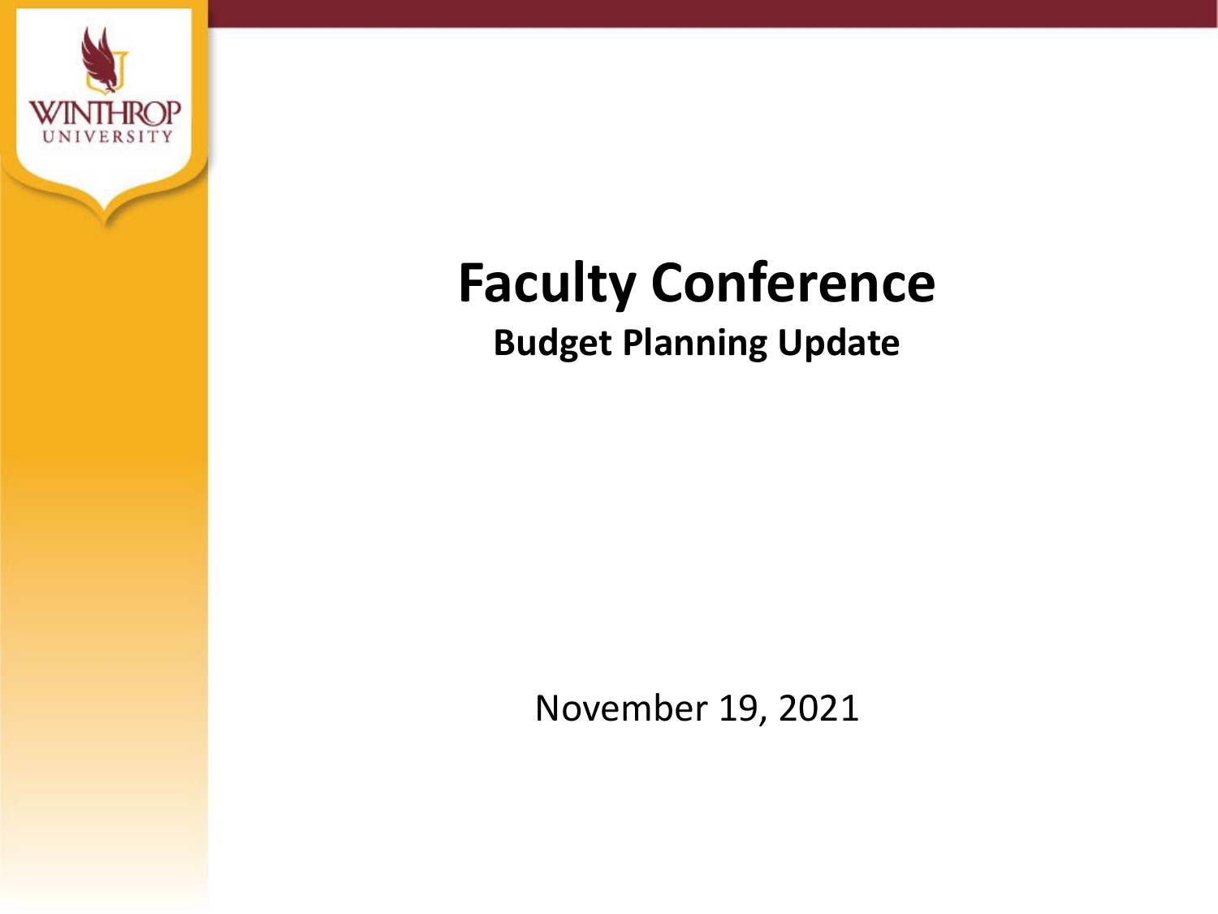# Faculty Conference

## Budget Planning Update

November 19, 2021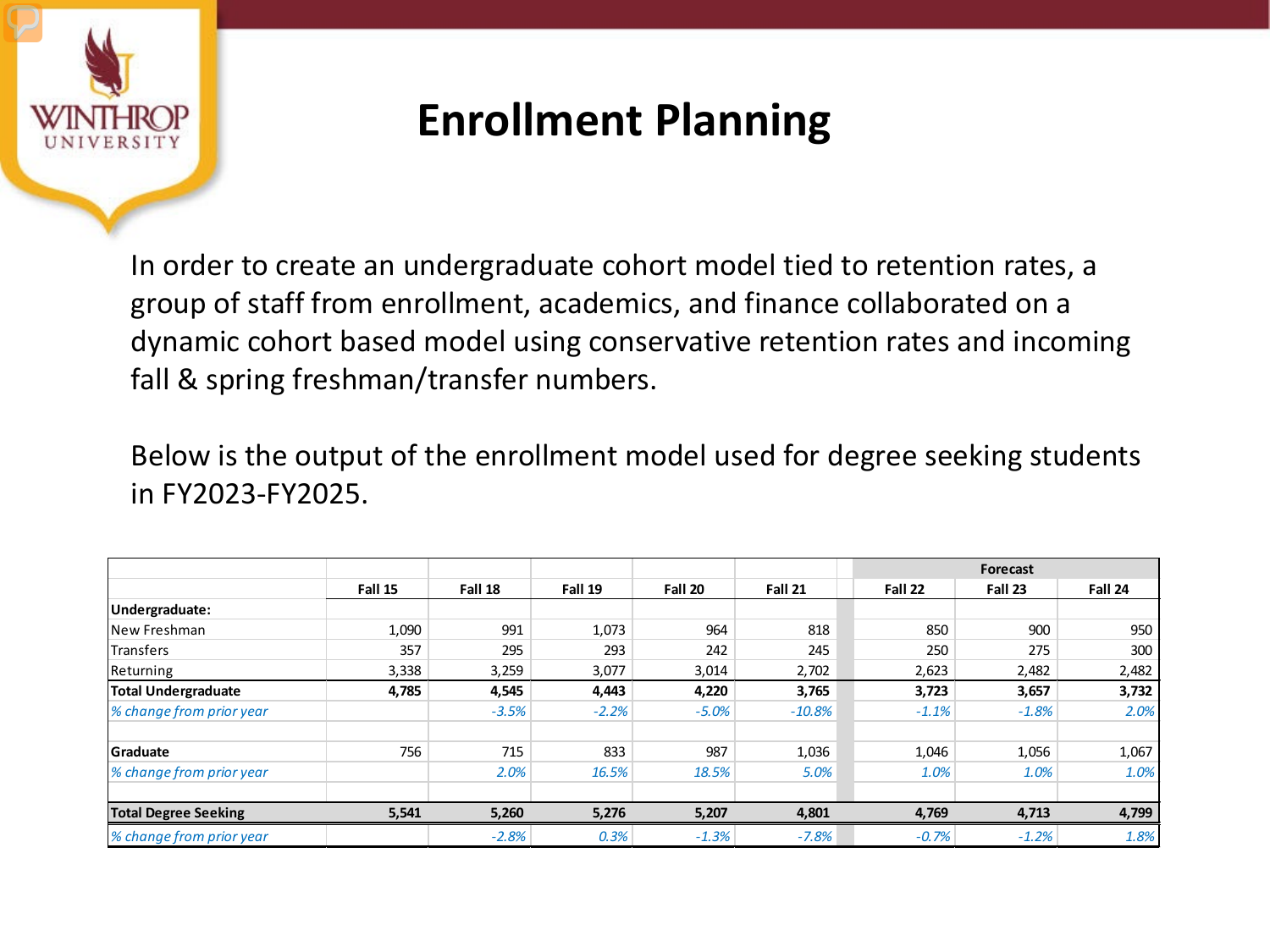# Enrollment Planning

In order to create an undergraduate cohort model tied to retention rates, a group of staff from enrollment, academics, and finance collaborated on a dynamic cohort based model using conservative retention rates and incoming fall & spring freshman/transfer numbers.

Below is the output of the enrollment model used for degree seeking students in FY2023-FY2025.

| | | | | | | Forecast | | |
|---|---|---|---|---|---|---|---|---|
| | Fall 15 | Fall 18 | Fall 19 | Fall 20 | Fall 21 | Fall 22 | Fall 23 | Fall 24 |
| **Undergraduate:** | | | | | | | | |
| New Freshman | 1,090 | 991 | 1,073 | 964 | 818 | 850 | 900 | 950 |
| Transfers | 357 | 295 | 293 | 242 | 245 | 250 | 275 | 300 |
| Returning | 3,338 | 3,259 | 3,077 | 3,014 | 2,702 | 2,623 | 2,482 | 2,482 |
| **Total Undergraduate** | **4,785** | **4,545** | **4,443** | **4,220** | **3,765** | **3,723** | **3,657** | **3,732** |
| *% change from prior year* | | *-3.5%* | *-2.2%* | *-5.0%* | *-10.8%* | *-1.1%* | *-1.8%* | *2.0%* |
| | | | | | | | | |
| **Graduate** | 756 | 715 | 833 | 987 | 1,036 | 1,046 | 1,056 | 1,067 |
| *% change from prior year* | | *2.0%* | *16.5%* | *18.5%* | *5.0%* | *1.0%* | *1.0%* | *1.0%* |
| | | | | | | | | |
| **Total Degree Seeking** | **5,541** | **5,260** | **5,276** | **5,207** | **4,801** | **4,769** | **4,713** | **4,799** |
| *% change from prior year* | | *-2.8%* | *0.3%* | *-1.3%* | *-7.8%* | *-0.7%* | *-1.2%* | *1.8%* |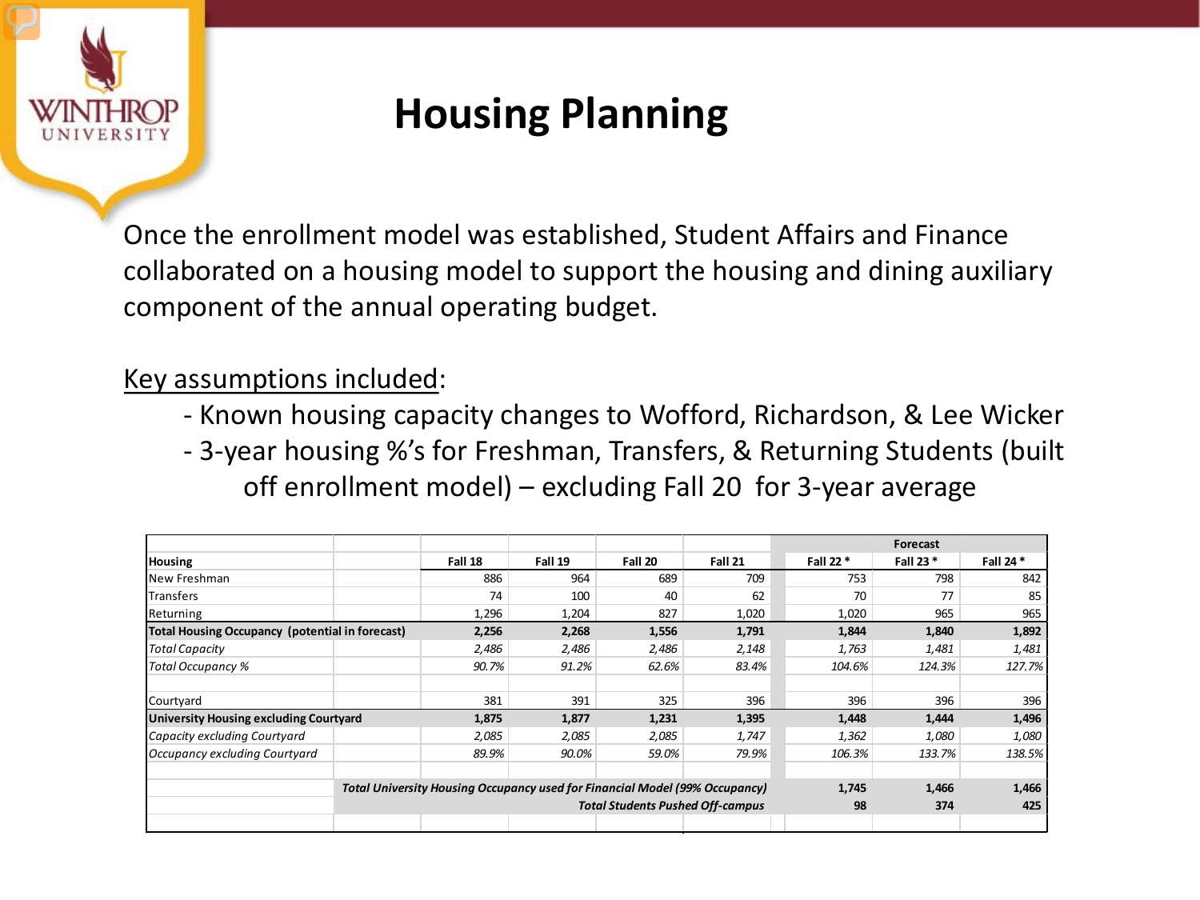# Housing Planning

Once the enrollment model was established, Student Affairs and Finance collaborated on a housing model to support the housing and dining auxiliary component of the annual operating budget.

Key assumptions included:

- Known housing capacity changes to Wofford, Richardson, & Lee Wicker
- 3-year housing %'s for Freshman, Transfers, & Returning Students (built off enrollment model) – excluding Fall 20 for 3-year average

| | | | | | Forecast | | |
|---|---|---|---|---|---|---|---|
| **Housing** | **Fall 18** | **Fall 19** | **Fall 20** | **Fall 21** | **Fall 22 *** | **Fall 23 *** | **Fall 24 *** |
| New Freshman | 886 | 964 | 689 | 709 | 753 | 798 | 842 |
| Transfers | 74 | 100 | 40 | 62 | 70 | 77 | 85 |
| Returning | 1,296 | 1,204 | 827 | 1,020 | 1,020 | 965 | 965 |
| **Total Housing Occupancy (potential in forecast)** | **2,256** | **2,268** | **1,556** | **1,791** | **1,844** | **1,840** | **1,892** |
| *Total Capacity* | *2,486* | *2,486* | *2,486* | *2,148* | *1,763* | *1,481* | *1,481* |
| *Total Occupancy %* | *90.7%* | *91.2%* | *62.6%* | *83.4%* | *104.6%* | *124.3%* | *127.7%* |
| | | | | | | | |
| Courtyard | 381 | 391 | 325 | 396 | 396 | 396 | 396 |
| **University Housing excluding Courtyard** | **1,875** | **1,877** | **1,231** | **1,395** | **1,448** | **1,444** | **1,496** |
| *Capacity excluding Courtyard* | *2,085* | *2,085* | *2,085* | *1,747* | *1,362* | *1,080* | *1,080* |
| *Occupancy excluding Courtyard* | *89.9%* | *90.0%* | *59.0%* | *79.9%* | *106.3%* | *133.7%* | *138.5%* |
| | | | | | | | |
| ***Total University Housing Occupancy used for Financial Model (99% Occupancy)*** | | | | | **1,745** | **1,466** | **1,466** |
| ***Total Students Pushed Off-campus*** | | | | | **98** | **374** | **425** |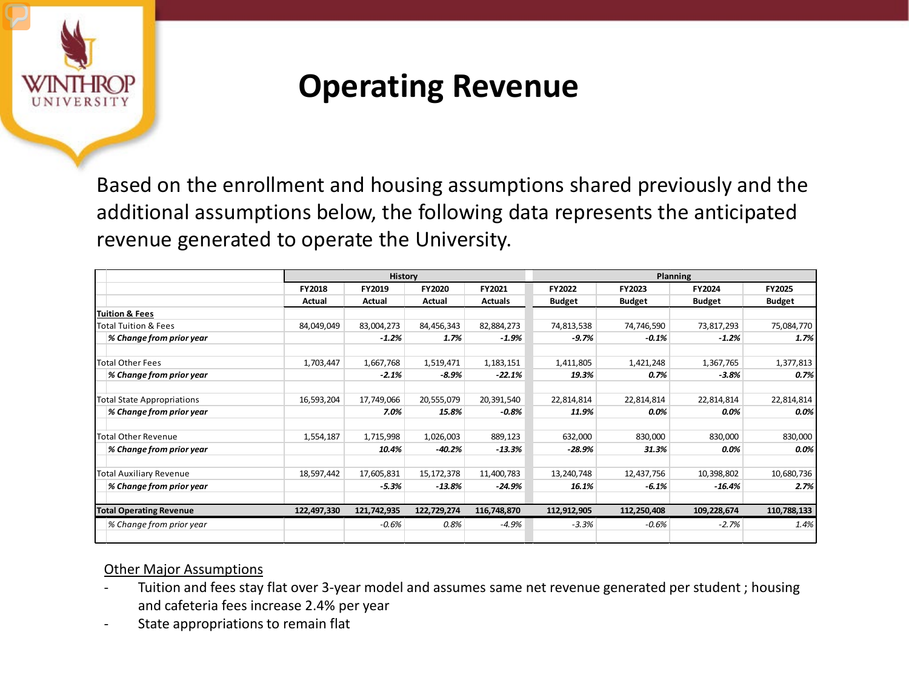# Operating Revenue

Based on the enrollment and housing assumptions shared previously and the additional assumptions below, the following data represents the anticipated revenue generated to operate the University.

| | History | | | | Planning | | | |
|---|---|---|---|---|---|---|---|---|
| | FY2018 | FY2019 | FY2020 | FY2021 | FY2022 | FY2023 | FY2024 | FY2025 |
| | Actual | Actual | Actual | Actuals | Budget | Budget | Budget | Budget |
| **Tuition & Fees** | | | | | | | | |
| Total Tuition & Fees | 84,049,049 | 83,004,273 | 84,456,343 | 82,884,273 | 74,813,538 | 74,746,590 | 73,817,293 | 75,084,770 |
| ***% Change from prior year*** | | ***-1.2%*** | ***1.7%*** | ***-1.9%*** | ***-9.7%*** | ***-0.1%*** | ***-1.2%*** | ***1.7%*** |
| Total Other Fees | 1,703,447 | 1,667,768 | 1,519,471 | 1,183,151 | 1,411,805 | 1,421,248 | 1,367,765 | 1,377,813 |
| ***% Change from prior year*** | | ***-2.1%*** | ***-8.9%*** | ***-22.1%*** | ***19.3%*** | ***0.7%*** | ***-3.8%*** | ***0.7%*** |
| Total State Appropriations | 16,593,204 | 17,749,066 | 20,555,079 | 20,391,540 | 22,814,814 | 22,814,814 | 22,814,814 | 22,814,814 |
| ***% Change from prior year*** | | ***7.0%*** | ***15.8%*** | ***-0.8%*** | ***11.9%*** | ***0.0%*** | ***0.0%*** | ***0.0%*** |
| Total Other Revenue | 1,554,187 | 1,715,998 | 1,026,003 | 889,123 | 632,000 | 830,000 | 830,000 | 830,000 |
| ***% Change from prior year*** | | ***10.4%*** | ***-40.2%*** | ***-13.3%*** | ***-28.9%*** | ***31.3%*** | ***0.0%*** | ***0.0%*** |
| Total Auxiliary Revenue | 18,597,442 | 17,605,831 | 15,172,378 | 11,400,783 | 13,240,748 | 12,437,756 | 10,398,802 | 10,680,736 |
| ***% Change from prior year*** | | ***-5.3%*** | ***-13.8%*** | ***-24.9%*** | ***16.1%*** | ***-6.1%*** | ***-16.4%*** | ***2.7%*** |
| **Total Operating Revenue** | **122,497,330** | **121,742,935** | **122,729,274** | **116,748,870** | **112,912,905** | **112,250,408** | **109,228,674** | **110,788,133** |
| *% Change from prior year* | | *-0.6%* | *0.8%* | *-4.9%* | *-3.3%* | *-0.6%* | *-2.7%* | *1.4%* |

Other Major Assumptions

- Tuition and fees stay flat over 3-year model and assumes same net revenue generated per student ; housing and cafeteria fees increase 2.4% per year
- State appropriations to remain flat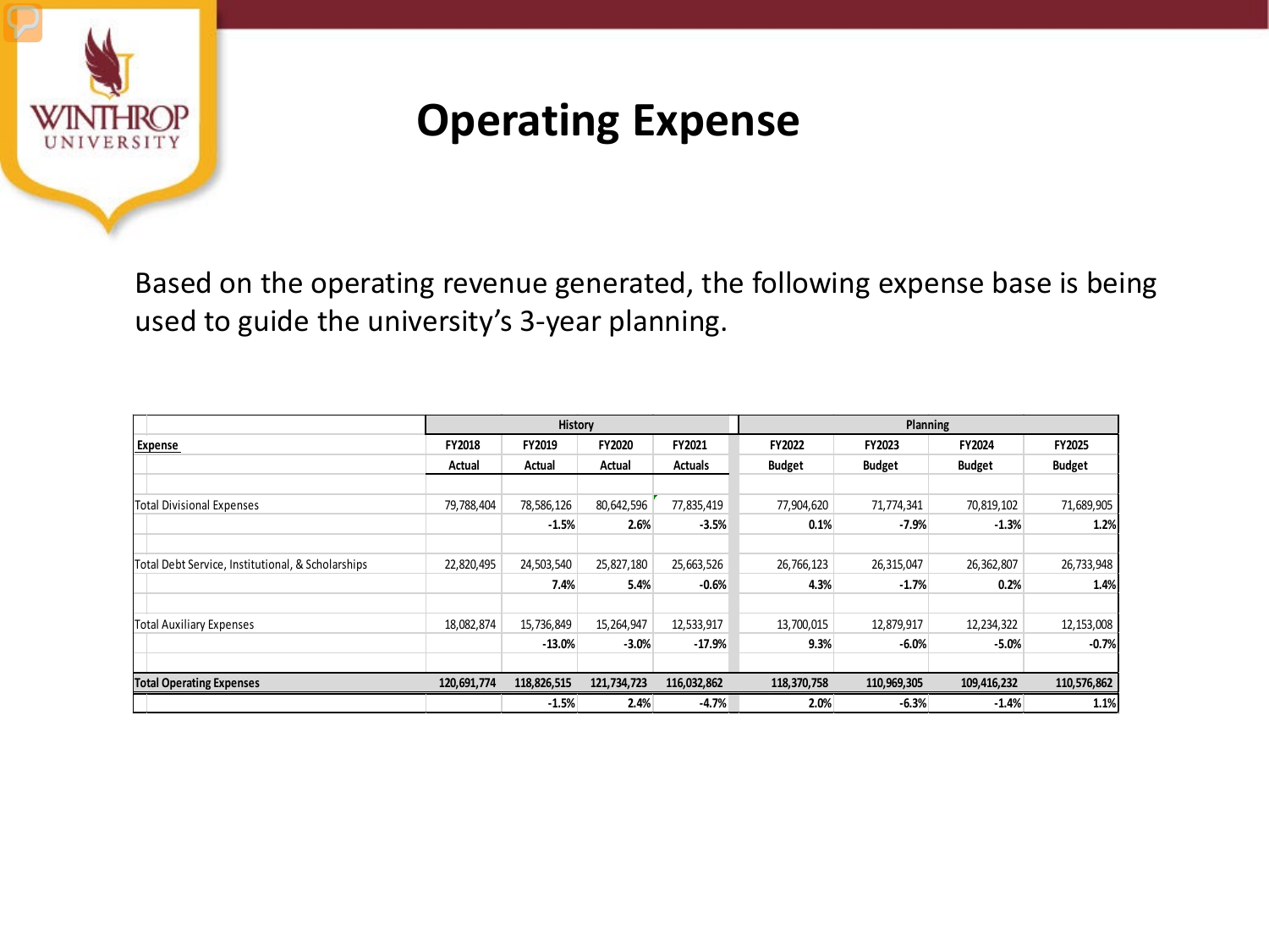# Operating Expense

Based on the operating revenue generated, the following expense base is being used to guide the university's 3-year planning.

| | History | | | | Planning | | | |
|---|---|---|---|---|---|---|---|---|
| **Expense** | **FY2018** | **FY2019** | **FY2020** | **FY2021** | **FY2022** | **FY2023** | **FY2024** | **FY2025** |
| | **Actual** | **Actual** | **Actual** | **Actuals** | **Budget** | **Budget** | **Budget** | **Budget** |
| Total Divisional Expenses | 79,788,404 | 78,586,126 | 80,642,596 | 77,835,419 | 77,904,620 | 71,774,341 | 70,819,102 | 71,689,905 |
| | | **-1.5%** | **2.6%** | **-3.5%** | **0.1%** | **-7.9%** | **-1.3%** | **1.2%** |
| Total Debt Service, Institutional, & Scholarships | 22,820,495 | 24,503,540 | 25,827,180 | 25,663,526 | 26,766,123 | 26,315,047 | 26,362,807 | 26,733,948 |
| | | **7.4%** | **5.4%** | **-0.6%** | **4.3%** | **-1.7%** | **0.2%** | **1.4%** |
| Total Auxiliary Expenses | 18,082,874 | 15,736,849 | 15,264,947 | 12,533,917 | 13,700,015 | 12,879,917 | 12,234,322 | 12,153,008 |
| | | **-13.0%** | **-3.0%** | **-17.9%** | **9.3%** | **-6.0%** | **-5.0%** | **-0.7%** |
| **Total Operating Expenses** | **120,691,774** | **118,826,515** | **121,734,723** | **116,032,862** | **118,370,758** | **110,969,305** | **109,416,232** | **110,576,862** |
| | | **-1.5%** | **2.4%** | **-4.7%** | **2.0%** | **-6.3%** | **-1.4%** | **1.1%** |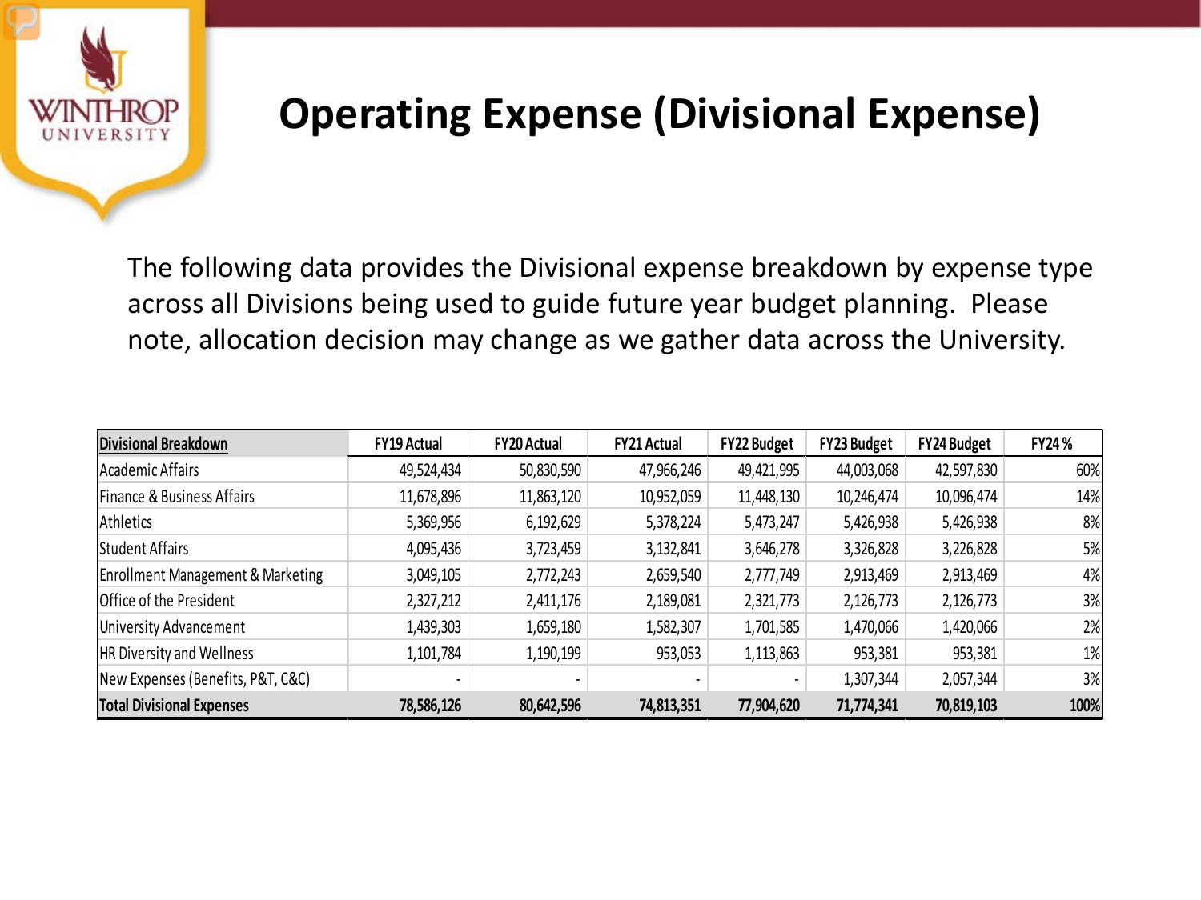# Operating Expense (Divisional Expense)

The following data provides the Divisional expense breakdown by expense type across all Divisions being used to guide future year budget planning. Please note, allocation decision may change as we gather data across the University.

| Divisional Breakdown | FY19 Actual | FY20 Actual | FY21 Actual | FY22 Budget | FY23 Budget | FY24 Budget | FY24 % |
|---|---|---|---|---|---|---|---|
| Academic Affairs | 49,524,434 | 50,830,590 | 47,966,246 | 49,421,995 | 44,003,068 | 42,597,830 | 60% |
| Finance & Business Affairs | 11,678,896 | 11,863,120 | 10,952,059 | 11,448,130 | 10,246,474 | 10,096,474 | 14% |
| Athletics | 5,369,956 | 6,192,629 | 5,378,224 | 5,473,247 | 5,426,938 | 5,426,938 | 8% |
| Student Affairs | 4,095,436 | 3,723,459 | 3,132,841 | 3,646,278 | 3,326,828 | 3,226,828 | 5% |
| Enrollment Management & Marketing | 3,049,105 | 2,772,243 | 2,659,540 | 2,777,749 | 2,913,469 | 2,913,469 | 4% |
| Office of the President | 2,327,212 | 2,411,176 | 2,189,081 | 2,321,773 | 2,126,773 | 2,126,773 | 3% |
| University Advancement | 1,439,303 | 1,659,180 | 1,582,307 | 1,701,585 | 1,470,066 | 1,420,066 | 2% |
| HR Diversity and Wellness | 1,101,784 | 1,190,199 | 953,053 | 1,113,863 | 953,381 | 953,381 | 1% |
| New Expenses (Benefits, P&T, C&C) | - | - | - | - | 1,307,344 | 2,057,344 | 3% |
| **Total Divisional Expenses** | **78,586,126** | **80,642,596** | **74,813,351** | **77,904,620** | **71,774,341** | **70,819,103** | **100%** |